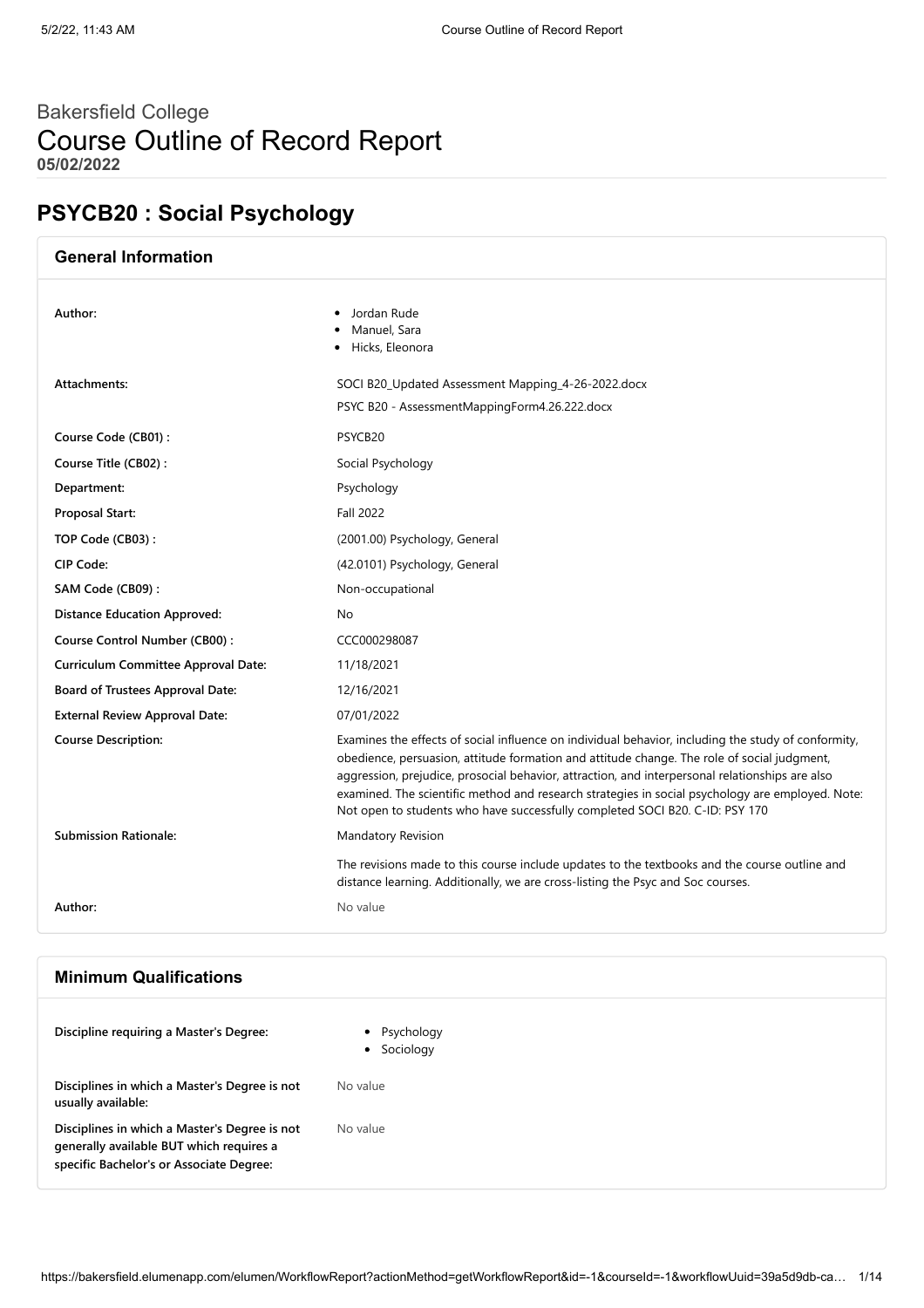# Bakersfield College
# Course Outline of Record Report
**05/02/2022**

## PSYCB20 : Social Psychology

### General Information

| | |
|---|---|
| **Author:** | • Jordan Rude<br>• Manuel, Sara<br>• Hicks, Eleonora |
| **Attachments:** | SOCI B20_Updated Assessment Mapping_4-26-2022.docx<br>PSYC B20 - AssessmentMappingForm4.26.222.docx |
| **Course Code (CB01) :** | PSYCB20 |
| **Course Title (CB02) :** | Social Psychology |
| **Department:** | Psychology |
| **Proposal Start:** | Fall 2022 |
| **TOP Code (CB03) :** | (2001.00) Psychology, General |
| **CIP Code:** | (42.0101) Psychology, General |
| **SAM Code (CB09) :** | Non-occupational |
| **Distance Education Approved:** | No |
| **Course Control Number (CB00) :** | CCC000298087 |
| **Curriculum Committee Approval Date:** | 11/18/2021 |
| **Board of Trustees Approval Date:** | 12/16/2021 |
| **External Review Approval Date:** | 07/01/2022 |
| **Course Description:** | Examines the effects of social influence on individual behavior, including the study of conformity, obedience, persuasion, attitude formation and attitude change. The role of social judgment, aggression, prejudice, prosocial behavior, attraction, and interpersonal relationships are also examined. The scientific method and research strategies in social psychology are employed. Note: Not open to students who have successfully completed SOCI B20. C-ID: PSY 170 |
| **Submission Rationale:** | Mandatory Revision<br><br>The revisions made to this course include updates to the textbooks and the course outline and distance learning. Additionally, we are cross-listing the Psyc and Soc courses. |
| **Author:** | No value |

### Minimum Qualifications

| | |
|---|---|
| **Discipline requiring a Master's Degree:** | • Psychology<br>• Sociology |
| **Disciplines in which a Master's Degree is not usually available:** | No value |
| **Disciplines in which a Master's Degree is not generally available BUT which requires a specific Bachelor's or Associate Degree:** | No value |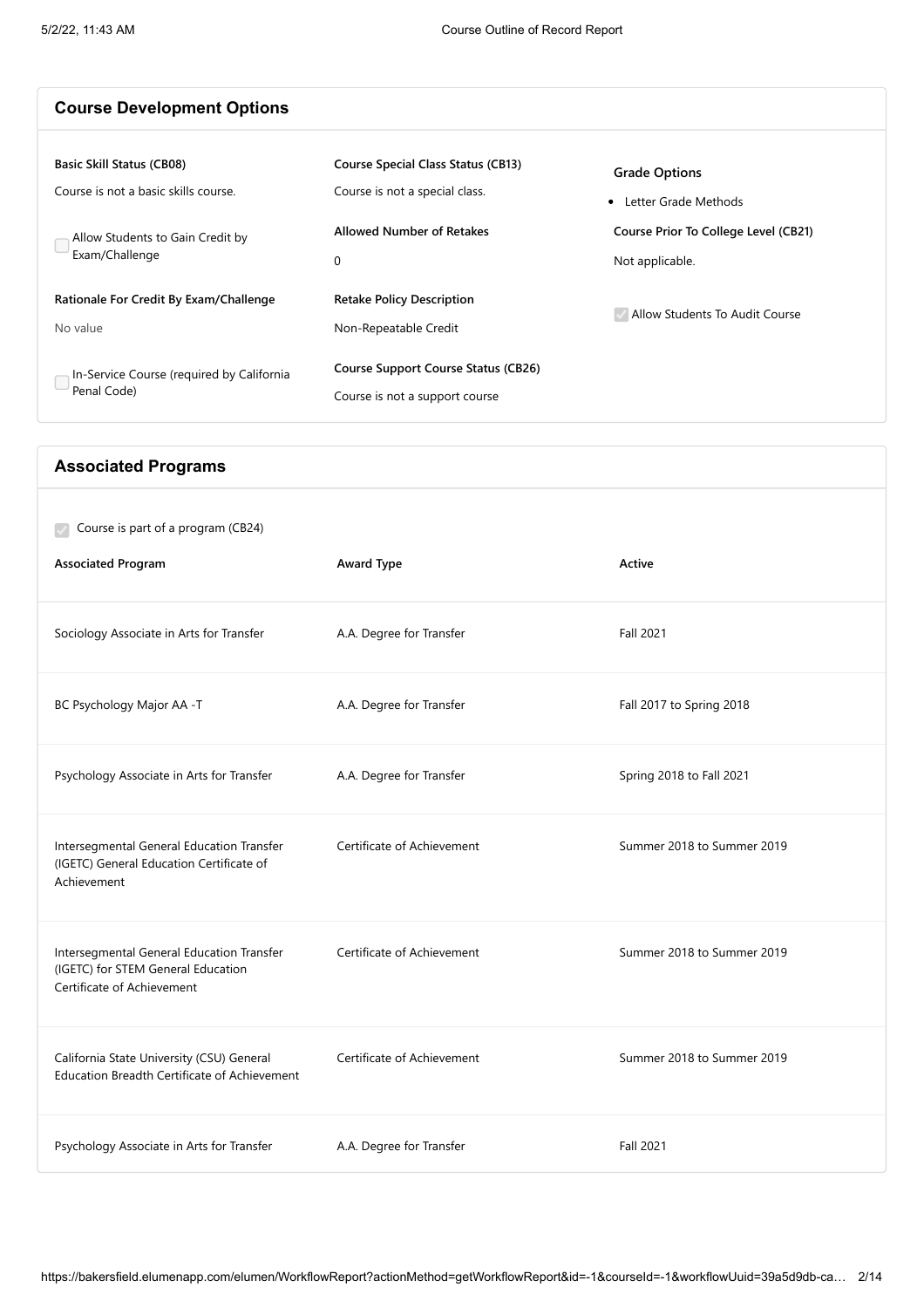## Course Development Options

**Basic Skill Status (CB08)**

Course is not a basic skills course.

☐ Allow Students to Gain Credit by Exam/Challenge

**Rationale For Credit By Exam/Challenge**

No value

☐ In-Service Course (required by California Penal Code)

**Course Special Class Status (CB13)**

Course is not a special class.

**Allowed Number of Retakes**

0

**Retake Policy Description**

Non-Repeatable Credit

**Course Support Course Status (CB26)**

Course is not a support course

**Grade Options**

- Letter Grade Methods

**Course Prior To College Level (CB21)**

Not applicable.

☑ Allow Students To Audit Course

## Associated Programs

☑ Course is part of a program (CB24)

| Associated Program | Award Type | Active |
| --- | --- | --- |
| Sociology Associate in Arts for Transfer | A.A. Degree for Transfer | Fall 2021 |
| BC Psychology Major AA -T | A.A. Degree for Transfer | Fall 2017 to Spring 2018 |
| Psychology Associate in Arts for Transfer | A.A. Degree for Transfer | Spring 2018 to Fall 2021 |
| Intersegmental General Education Transfer (IGETC) General Education Certificate of Achievement | Certificate of Achievement | Summer 2018 to Summer 2019 |
| Intersegmental General Education Transfer (IGETC) for STEM General Education Certificate of Achievement | Certificate of Achievement | Summer 2018 to Summer 2019 |
| California State University (CSU) General Education Breadth Certificate of Achievement | Certificate of Achievement | Summer 2018 to Summer 2019 |
| Psychology Associate in Arts for Transfer | A.A. Degree for Transfer | Fall 2021 |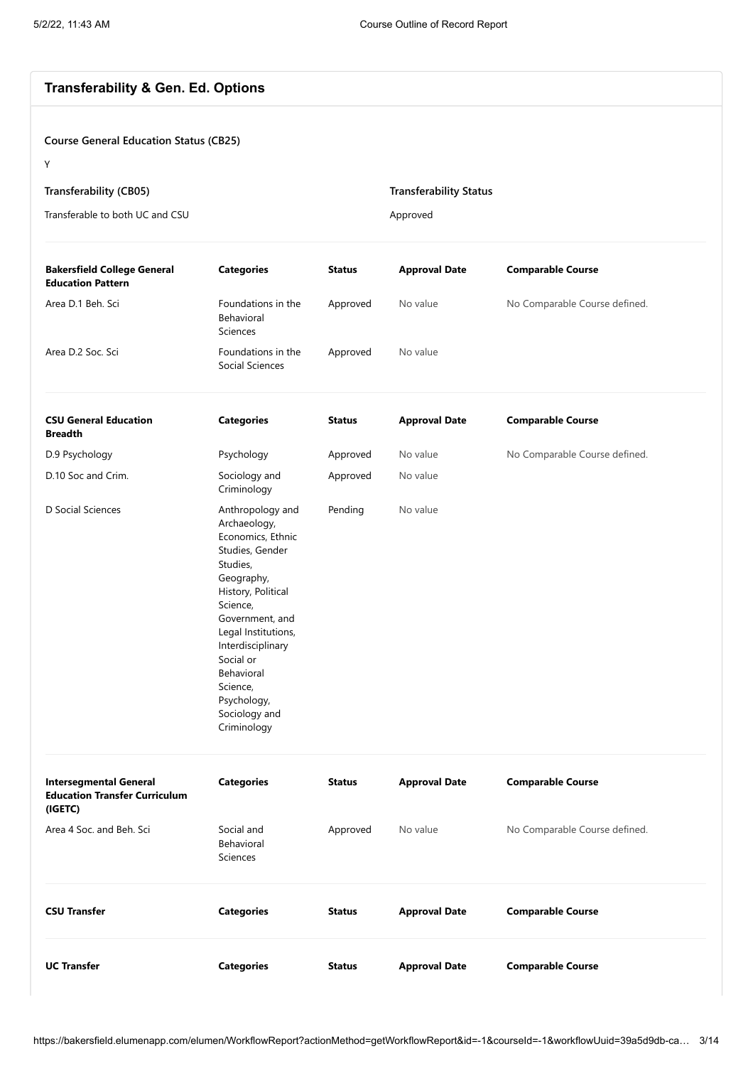## Transferability & Gen. Ed. Options

**Course General Education Status (CB25)**

Y

**Transferability (CB05)**

Transferable to both UC and CSU

**Transferability Status**

Approved

| Bakersfield College General Education Pattern | Categories | Status | Approval Date | Comparable Course |
|---|---|---|---|---|
| Area D.1 Beh. Sci | Foundations in the Behavioral Sciences | Approved | No value | No Comparable Course defined. |
| Area D.2 Soc. Sci | Foundations in the Social Sciences | Approved | No value | |

| CSU General Education Breadth | Categories | Status | Approval Date | Comparable Course |
|---|---|---|---|---|
| D.9 Psychology | Psychology | Approved | No value | No Comparable Course defined. |
| D.10 Soc and Crim. | Sociology and Criminology | Approved | No value | |
| D Social Sciences | Anthropology and Archaeology, Economics, Ethnic Studies, Gender Studies, Geography, History, Political Science, Government, and Legal Institutions, Interdisciplinary Social or Behavioral Science, Psychology, Sociology and Criminology | Pending | No value | |

| Intersegmental General Education Transfer Curriculum (IGETC) | Categories | Status | Approval Date | Comparable Course |
|---|---|---|---|---|
| Area 4 Soc. and Beh. Sci | Social and Behavioral Sciences | Approved | No value | No Comparable Course defined. |

| CSU Transfer | Categories | Status | Approval Date | Comparable Course |
|---|---|---|---|---|

| UC Transfer | Categories | Status | Approval Date | Comparable Course |
|---|---|---|---|---|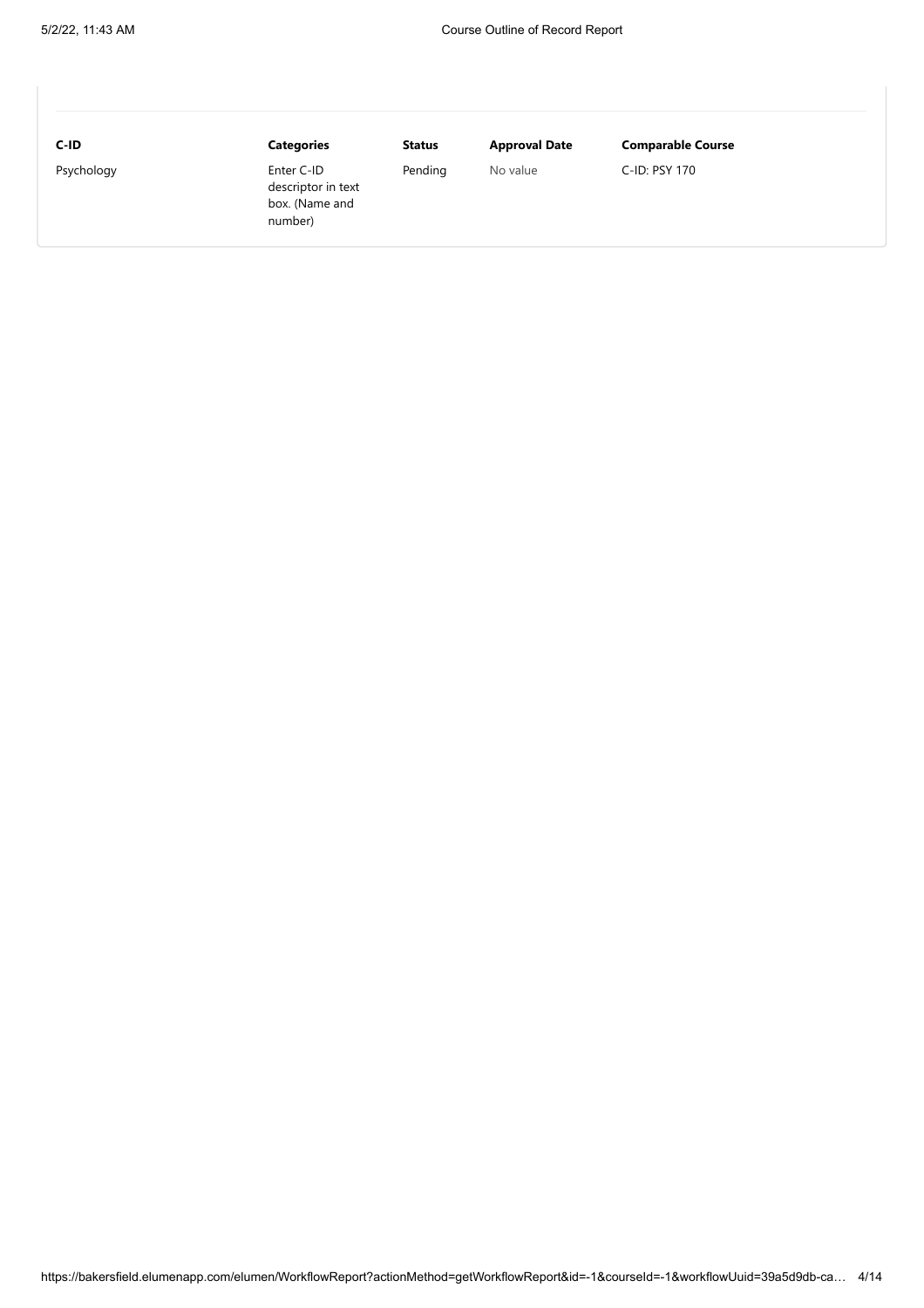| C-ID | Categories | Status | Approval Date | Comparable Course |
| --- | --- | --- | --- | --- |
| Psychology | Enter C-ID descriptor in text box. (Name and number) | Pending | No value | C-ID: PSY 170 |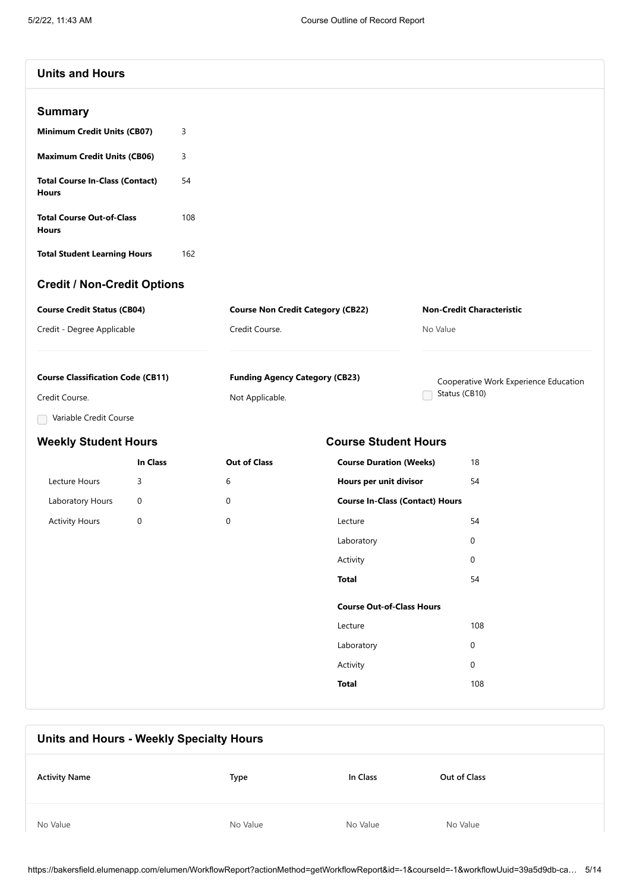## Units and Hours

### Summary

| | |
|---|---|
| **Minimum Credit Units (CB07)** | 3 |
| **Maximum Credit Units (CB06)** | 3 |
| **Total Course In-Class (Contact) Hours** | 54 |
| **Total Course Out-of-Class Hours** | 108 |
| **Total Student Learning Hours** | 162 |

### Credit / Non-Credit Options

**Course Credit Status (CB04)**

Credit - Degree Applicable

**Course Non Credit Category (CB22)**

Credit Course.

**Non-Credit Characteristic**

No Value

**Course Classification Code (CB11)**

Credit Course.

**Funding Agency Category (CB23)**

Not Applicable.

☐ Cooperative Work Experience Education Status (CB10)

☐ Variable Credit Course

### Weekly Student Hours

| | In Class | Out of Class |
|---|---|---|
| Lecture Hours | 3 | 6 |
| Laboratory Hours | 0 | 0 |
| Activity Hours | 0 | 0 |

### Course Student Hours

| | |
|---|---|
| **Course Duration (Weeks)** | 18 |
| **Hours per unit divisor** | 54 |
| **Course In-Class (Contact) Hours** | |
| Lecture | 54 |
| Laboratory | 0 |
| Activity | 0 |
| **Total** | 54 |
| **Course Out-of-Class Hours** | |
| Lecture | 108 |
| Laboratory | 0 |
| Activity | 0 |
| **Total** | 108 |

## Units and Hours - Weekly Specialty Hours

| Activity Name | Type | In Class | Out of Class |
|---|---|---|---|
| No Value | No Value | No Value | No Value |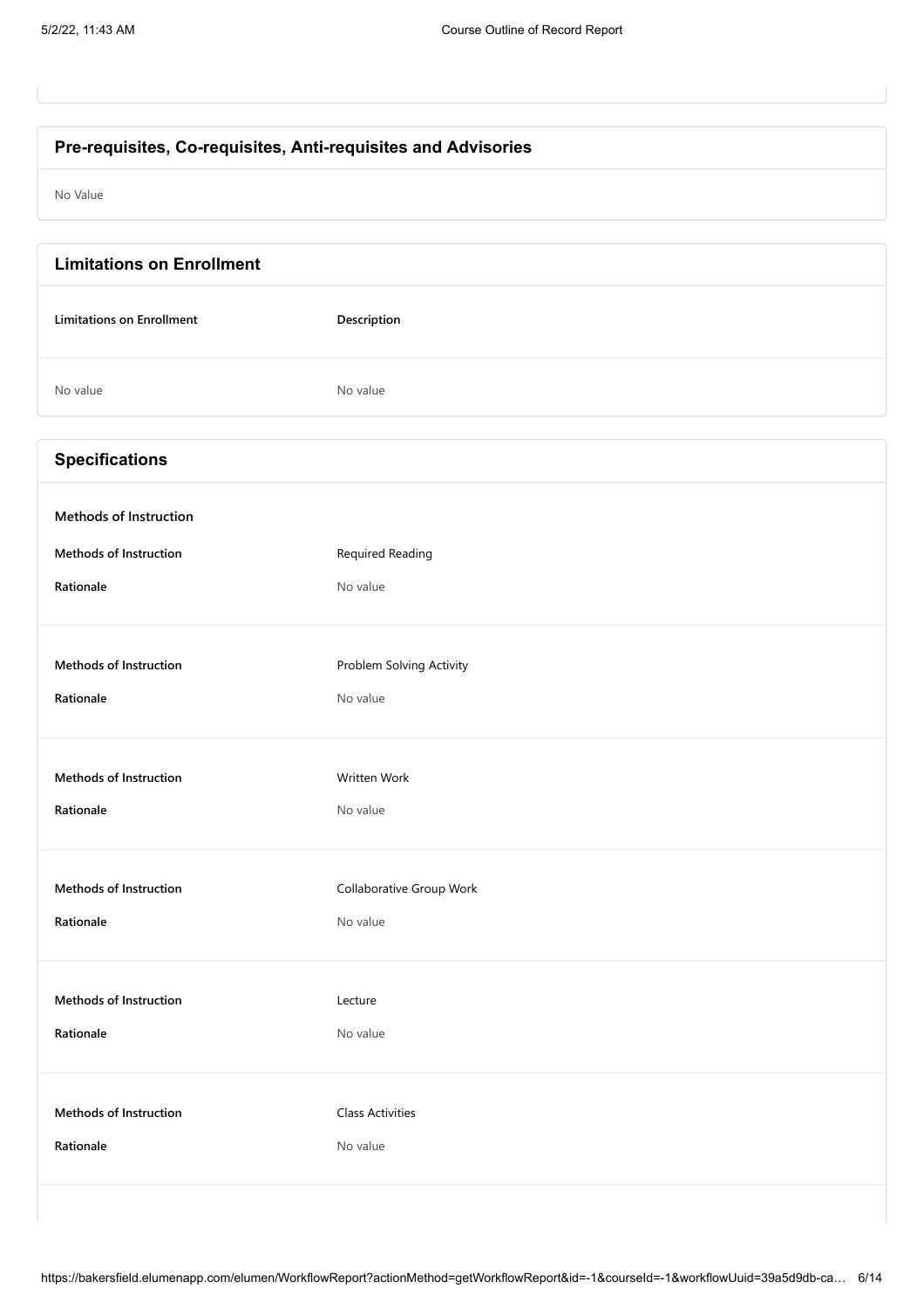## Pre-requisites, Co-requisites, Anti-requisites and Advisories

No Value

## Limitations on Enrollment

| Limitations on Enrollment | Description |
| --- | --- |
| No value | No value |

## Specifications

**Methods of Instruction**

| | |
| --- | --- |
| **Methods of Instruction** | Required Reading |
| **Rationale** | No value |

| | |
| --- | --- |
| **Methods of Instruction** | Problem Solving Activity |
| **Rationale** | No value |

| | |
| --- | --- |
| **Methods of Instruction** | Written Work |
| **Rationale** | No value |

| | |
| --- | --- |
| **Methods of Instruction** | Collaborative Group Work |
| **Rationale** | No value |

| | |
| --- | --- |
| **Methods of Instruction** | Lecture |
| **Rationale** | No value |

| | |
| --- | --- |
| **Methods of Instruction** | Class Activities |
| **Rationale** | No value |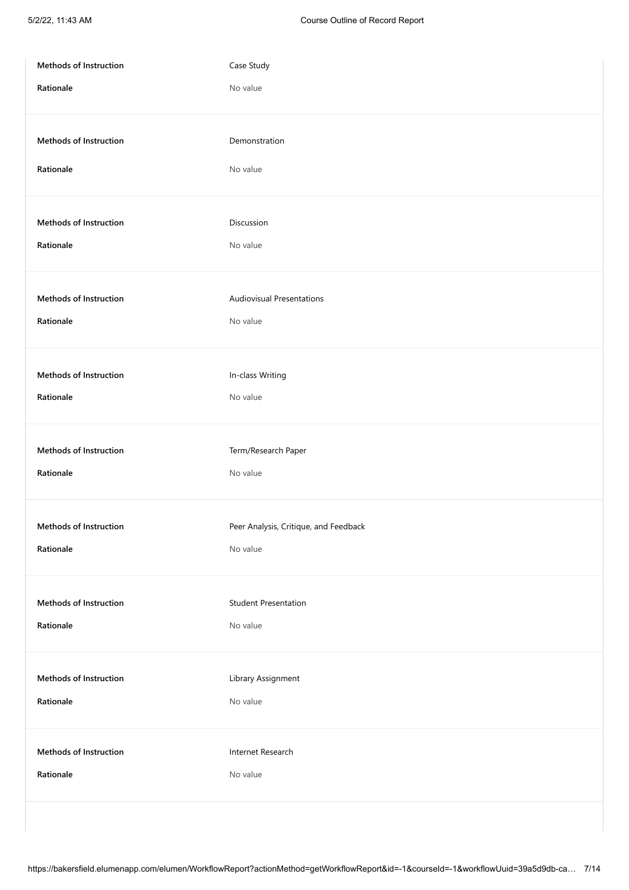| | |
|---|---|
| **Methods of Instruction** | Case Study |
| **Rationale** | No value |

| | |
|---|---|
| **Methods of Instruction** | Demonstration |
| **Rationale** | No value |

| | |
|---|---|
| **Methods of Instruction** | Discussion |
| **Rationale** | No value |

| | |
|---|---|
| **Methods of Instruction** | Audiovisual Presentations |
| **Rationale** | No value |

| | |
|---|---|
| **Methods of Instruction** | In-class Writing |
| **Rationale** | No value |

| | |
|---|---|
| **Methods of Instruction** | Term/Research Paper |
| **Rationale** | No value |

| | |
|---|---|
| **Methods of Instruction** | Peer Analysis, Critique, and Feedback |
| **Rationale** | No value |

| | |
|---|---|
| **Methods of Instruction** | Student Presentation |
| **Rationale** | No value |

| | |
|---|---|
| **Methods of Instruction** | Library Assignment |
| **Rationale** | No value |

| | |
|---|---|
| **Methods of Instruction** | Internet Research |
| **Rationale** | No value |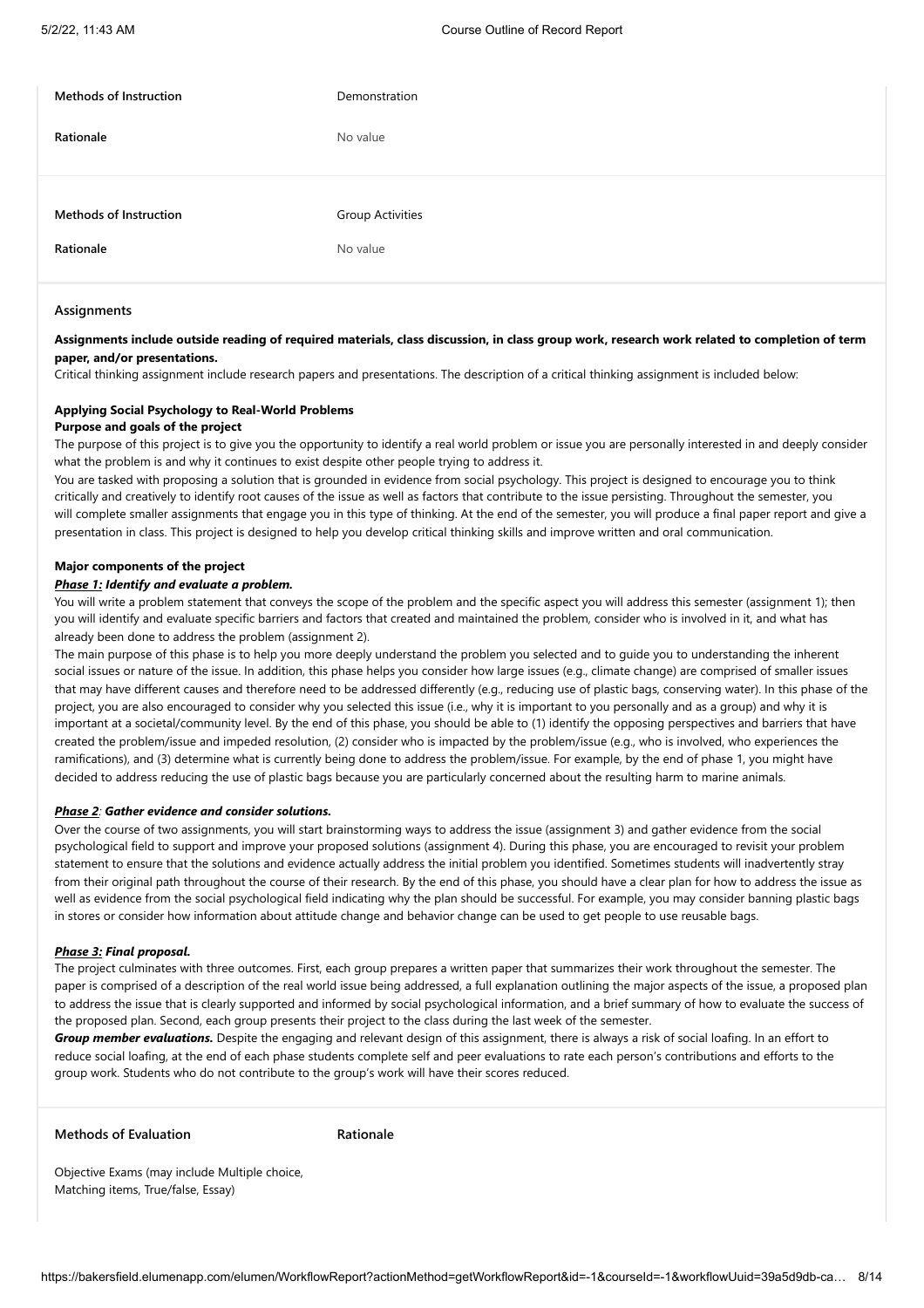| | |
|---|---|
| **Methods of Instruction** | Demonstration |
| **Rationale** | No value |

| | |
|---|---|
| **Methods of Instruction** | Group Activities |
| **Rationale** | No value |

## Assignments

**Assignments include outside reading of required materials, class discussion, in class group work, research work related to completion of term paper, and/or presentations.**

Critical thinking assignment include research papers and presentations. The description of a critical thinking assignment is included below:

**Applying Social Psychology to Real-World Problems**

**Purpose and goals of the project**

The purpose of this project is to give you the opportunity to identify a real world problem or issue you are personally interested in and deeply consider what the problem is and why it continues to exist despite other people trying to address it.

You are tasked with proposing a solution that is grounded in evidence from social psychology. This project is designed to encourage you to think critically and creatively to identify root causes of the issue as well as factors that contribute to the issue persisting. Throughout the semester, you will complete smaller assignments that engage you in this type of thinking. At the end of the semester, you will produce a final paper report and give a presentation in class. This project is designed to help you develop critical thinking skills and improve written and oral communication.

**Major components of the project**

***Phase 1:*** ***Identify and evaluate a problem.***

You will write a problem statement that conveys the scope of the problem and the specific aspect you will address this semester (assignment 1); then you will identify and evaluate specific barriers and factors that created and maintained the problem, consider who is involved in it, and what has already been done to address the problem (assignment 2).

The main purpose of this phase is to help you more deeply understand the problem you selected and to guide you to understanding the inherent social issues or nature of the issue. In addition, this phase helps you consider how large issues (e.g., climate change) are comprised of smaller issues that may have different causes and therefore need to be addressed differently (e.g., reducing use of plastic bags, conserving water). In this phase of the project, you are also encouraged to consider why you selected this issue (i.e., why it is important to you personally and as a group) and why it is important at a societal/community level. By the end of this phase, you should be able to (1) identify the opposing perspectives and barriers that have created the problem/issue and impeded resolution, (2) consider who is impacted by the problem/issue (e.g., who is involved, who experiences the ramifications), and (3) determine what is currently being done to address the problem/issue. For example, by the end of phase 1, you might have decided to address reducing the use of plastic bags because you are particularly concerned about the resulting harm to marine animals.

***Phase 2****:* ***Gather evidence and consider solutions.***

Over the course of two assignments, you will start brainstorming ways to address the issue (assignment 3) and gather evidence from the social psychological field to support and improve your proposed solutions (assignment 4). During this phase, you are encouraged to revisit your problem statement to ensure that the solutions and evidence actually address the initial problem you identified. Sometimes students will inadvertently stray from their original path throughout the course of their research. By the end of this phase, you should have a clear plan for how to address the issue as well as evidence from the social psychological field indicating why the plan should be successful. For example, you may consider banning plastic bags in stores or consider how information about attitude change and behavior change can be used to get people to use reusable bags.

***Phase 3:*** ***Final proposal.***

The project culminates with three outcomes. First, each group prepares a written paper that summarizes their work throughout the semester. The paper is comprised of a description of the real world issue being addressed, a full explanation outlining the major aspects of the issue, a proposed plan to address the issue that is clearly supported and informed by social psychological information, and a brief summary of how to evaluate the success of the proposed plan. Second, each group presents their project to the class during the last week of the semester.

***Group member evaluations.*** Despite the engaging and relevant design of this assignment, there is always a risk of social loafing. In an effort to reduce social loafing, at the end of each phase students complete self and peer evaluations to rate each person's contributions and efforts to the group work. Students who do not contribute to the group's work will have their scores reduced.

| **Methods of Evaluation** | **Rationale** |
|---|---|
| Objective Exams (may include Multiple choice, Matching items, True/false, Essay) | |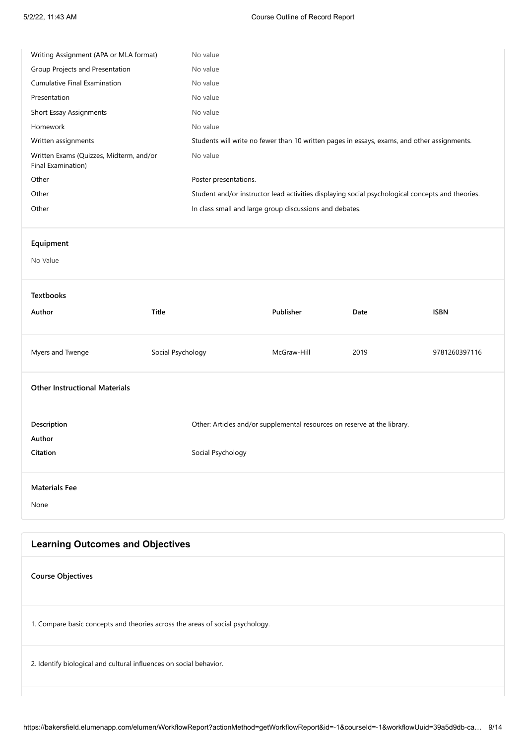| | |
|---|---|
| Writing Assignment (APA or MLA format) | No value |
| Group Projects and Presentation | No value |
| Cumulative Final Examination | No value |
| Presentation | No value |
| Short Essay Assignments | No value |
| Homework | No value |
| Written assignments | Students will write no fewer than 10 written pages in essays, exams, and other assignments. |
| Written Exams (Quizzes, Midterm, and/or Final Examination) | No value |
| Other | Poster presentations. |
| Other | Student and/or instructor lead activities displaying social psychological concepts and theories. |
| Other | In class small and large group discussions and debates. |

### Equipment

No Value

### Textbooks

| Author | Title | Publisher | Date | ISBN |
|---|---|---|---|---|
| Myers and Twenge | Social Psychology | McGraw-Hill | 2019 | 9781260397116 |

### Other Instructional Materials

| | |
|---|---|
| **Description** | Other: Articles and/or supplemental resources on reserve at the library. |
| **Author** | |
| **Citation** | Social Psychology |

### Materials Fee

None

## Learning Outcomes and Objectives

### Course Objectives

1. Compare basic concepts and theories across the areas of social psychology.

2. Identify biological and cultural influences on social behavior.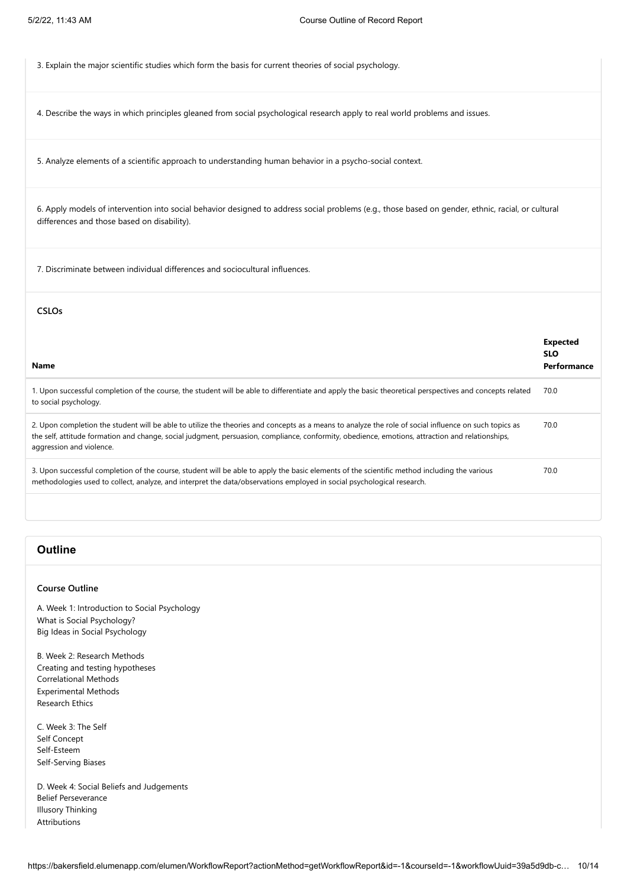3. Explain the major scientific studies which form the basis for current theories of social psychology.

4. Describe the ways in which principles gleaned from social psychological research apply to real world problems and issues.

5. Analyze elements of a scientific approach to understanding human behavior in a psycho-social context.

6. Apply models of intervention into social behavior designed to address social problems (e.g., those based on gender, ethnic, racial, or cultural differences and those based on disability).

7. Discriminate between individual differences and sociocultural influences.

**CSLOs**

| Name | Expected SLO Performance |
| --- | --- |
| 1. Upon successful completion of the course, the student will be able to differentiate and apply the basic theoretical perspectives and concepts related to social psychology. | 70.0 |
| 2. Upon completion the student will be able to utilize the theories and concepts as a means to analyze the role of social influence on such topics as the self, attitude formation and change, social judgment, persuasion, compliance, conformity, obedience, emotions, attraction and relationships, aggression and violence. | 70.0 |
| 3. Upon successful completion of the course, student will be able to apply the basic elements of the scientific method including the various methodologies used to collect, analyze, and interpret the data/observations employed in social psychological research. | 70.0 |

## Outline

**Course Outline**

A. Week 1: Introduction to Social Psychology
What is Social Psychology?
Big Ideas in Social Psychology

B. Week 2: Research Methods
Creating and testing hypotheses
Correlational Methods
Experimental Methods
Research Ethics

C. Week 3: The Self
Self Concept
Self-Esteem
Self-Serving Biases

D. Week 4: Social Beliefs and Judgements
Belief Perseverance
Illusory Thinking
Attributions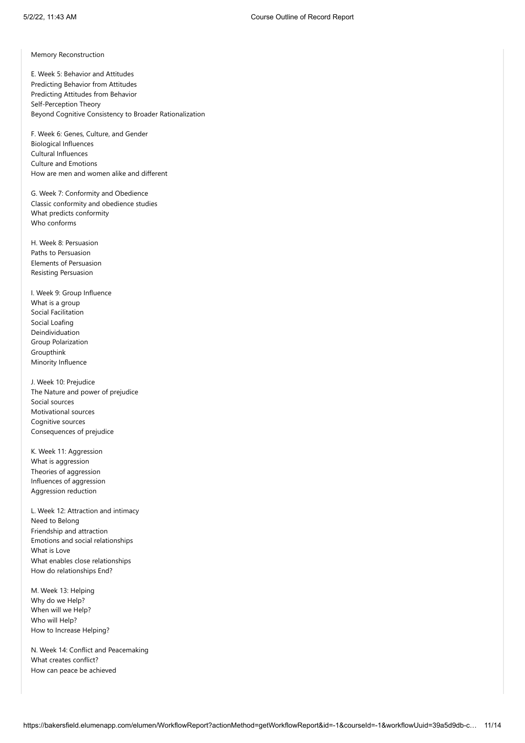Memory Reconstruction

E. Week 5: Behavior and Attitudes
Predicting Behavior from Attitudes
Predicting Attitudes from Behavior
Self-Perception Theory
Beyond Cognitive Consistency to Broader Rationalization

F. Week 6: Genes, Culture, and Gender
Biological Influences
Cultural Influences
Culture and Emotions
How are men and women alike and different

G. Week 7: Conformity and Obedience
Classic conformity and obedience studies
What predicts conformity
Who conforms

H. Week 8: Persuasion
Paths to Persuasion
Elements of Persuasion
Resisting Persuasion

I. Week 9: Group Influence
What is a group
Social Facilitation
Social Loafing
Deindividuation
Group Polarization
Groupthink
Minority Influence

J. Week 10: Prejudice
The Nature and power of prejudice
Social sources
Motivational sources
Cognitive sources
Consequences of prejudice

K. Week 11: Aggression
What is aggression
Theories of aggression
Influences of aggression
Aggression reduction

L. Week 12: Attraction and intimacy
Need to Belong
Friendship and attraction
Emotions and social relationships
What is Love
What enables close relationships
How do relationships End?

M. Week 13: Helping
Why do we Help?
When will we Help?
Who will Help?
How to Increase Helping?

N. Week 14: Conflict and Peacemaking
What creates conflict?
How can peace be achieved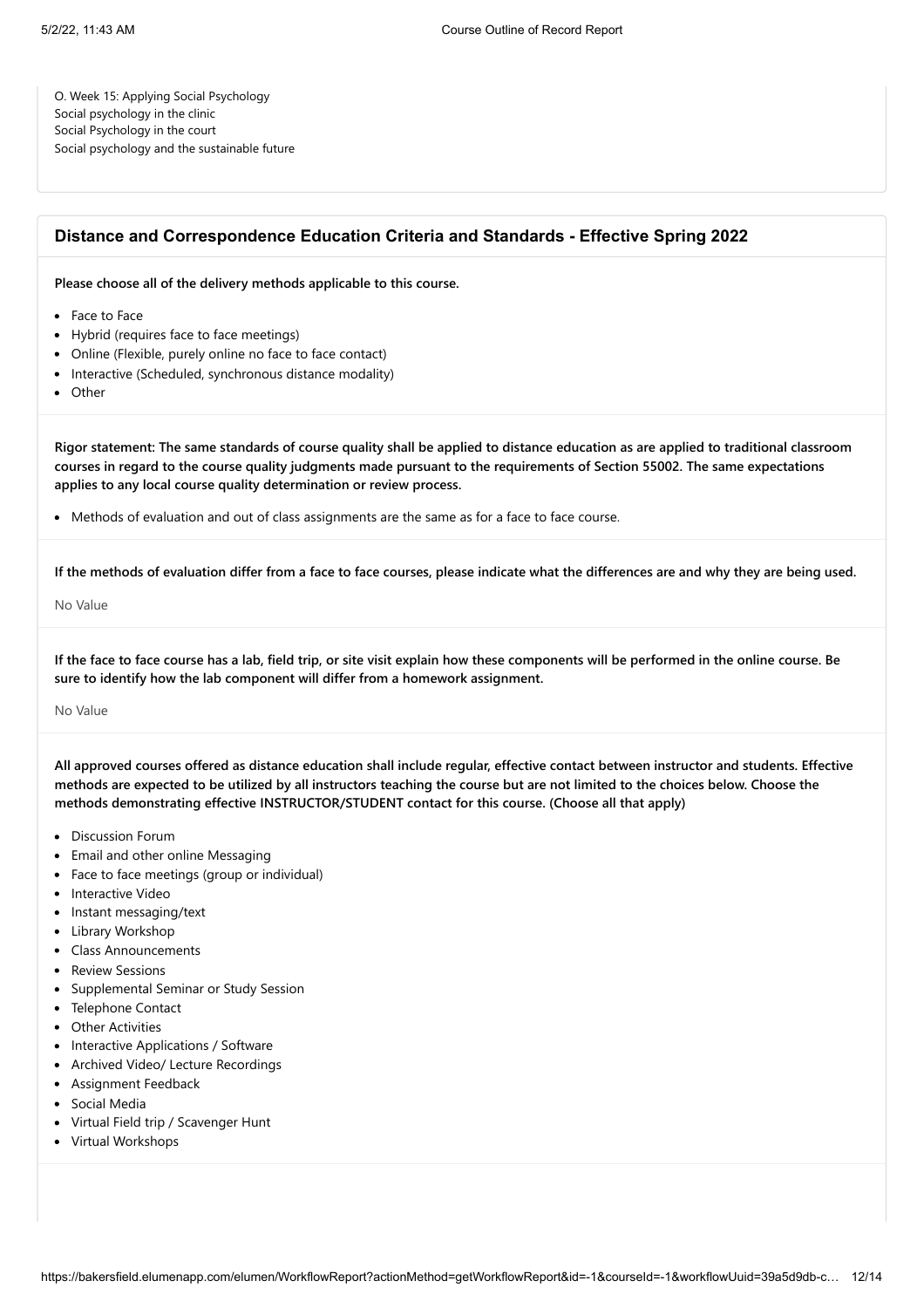O. Week 15: Applying Social Psychology
Social psychology in the clinic
Social Psychology in the court
Social psychology and the sustainable future

## Distance and Correspondence Education Criteria and Standards - Effective Spring 2022

**Please choose all of the delivery methods applicable to this course.**

- Face to Face
- Hybrid (requires face to face meetings)
- Online (Flexible, purely online no face to face contact)
- Interactive (Scheduled, synchronous distance modality)
- Other

**Rigor statement: The same standards of course quality shall be applied to distance education as are applied to traditional classroom courses in regard to the course quality judgments made pursuant to the requirements of Section 55002. The same expectations applies to any local course quality determination or review process.**

- Methods of evaluation and out of class assignments are the same as for a face to face course.

**If the methods of evaluation differ from a face to face courses, please indicate what the differences are and why they are being used.**

No Value

**If the face to face course has a lab, field trip, or site visit explain how these components will be performed in the online course. Be sure to identify how the lab component will differ from a homework assignment.**

No Value

**All approved courses offered as distance education shall include regular, effective contact between instructor and students. Effective methods are expected to be utilized by all instructors teaching the course but are not limited to the choices below. Choose the methods demonstrating effective INSTRUCTOR/STUDENT contact for this course. (Choose all that apply)**

- Discussion Forum
- Email and other online Messaging
- Face to face meetings (group or individual)
- Interactive Video
- Instant messaging/text
- Library Workshop
- Class Announcements
- Review Sessions
- Supplemental Seminar or Study Session
- Telephone Contact
- Other Activities
- Interactive Applications / Software
- Archived Video/ Lecture Recordings
- Assignment Feedback
- Social Media
- Virtual Field trip / Scavenger Hunt
- Virtual Workshops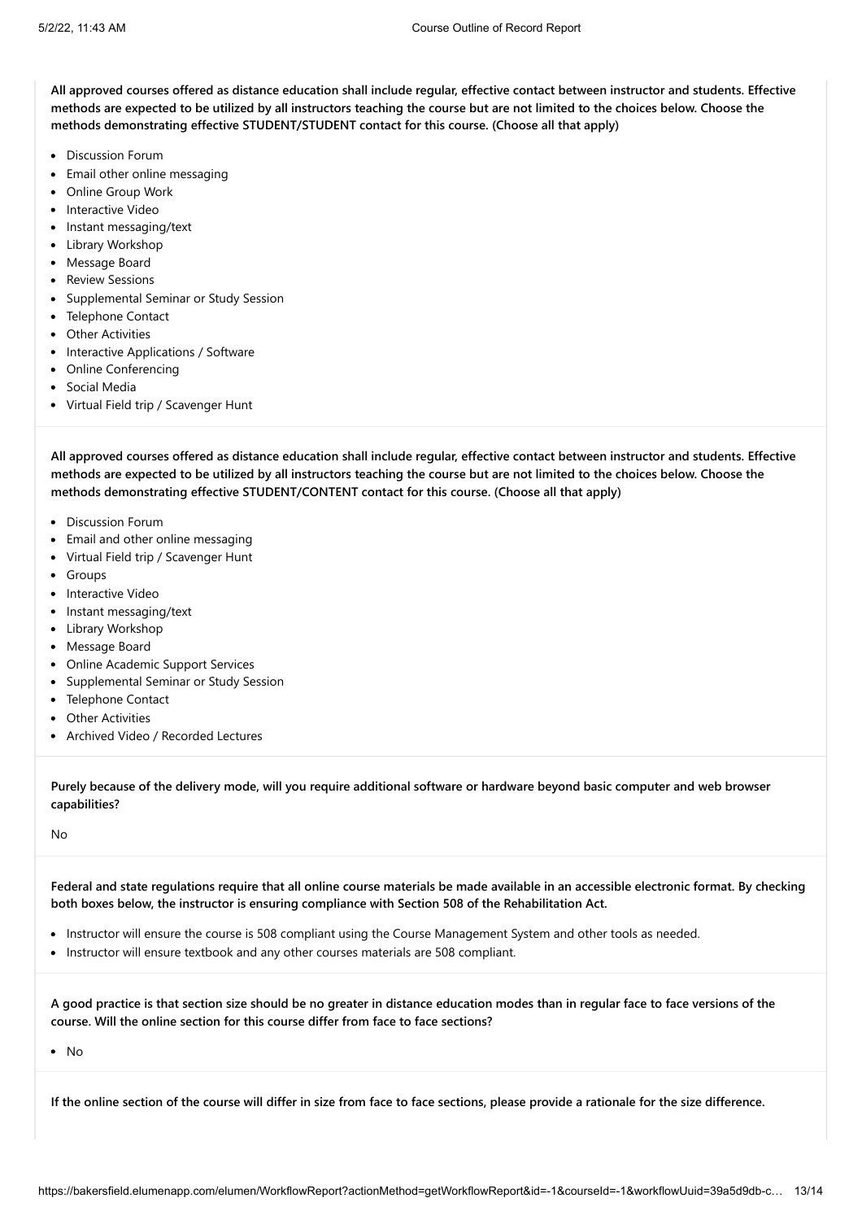**All approved courses offered as distance education shall include regular, effective contact between instructor and students. Effective methods are expected to be utilized by all instructors teaching the course but are not limited to the choices below. Choose the methods demonstrating effective STUDENT/STUDENT contact for this course. (Choose all that apply)**

- Discussion Forum
- Email other online messaging
- Online Group Work
- Interactive Video
- Instant messaging/text
- Library Workshop
- Message Board
- Review Sessions
- Supplemental Seminar or Study Session
- Telephone Contact
- Other Activities
- Interactive Applications / Software
- Online Conferencing
- Social Media
- Virtual Field trip / Scavenger Hunt

**All approved courses offered as distance education shall include regular, effective contact between instructor and students. Effective methods are expected to be utilized by all instructors teaching the course but are not limited to the choices below. Choose the methods demonstrating effective STUDENT/CONTENT contact for this course. (Choose all that apply)**

- Discussion Forum
- Email and other online messaging
- Virtual Field trip / Scavenger Hunt
- Groups
- Interactive Video
- Instant messaging/text
- Library Workshop
- Message Board
- Online Academic Support Services
- Supplemental Seminar or Study Session
- Telephone Contact
- Other Activities
- Archived Video / Recorded Lectures

**Purely because of the delivery mode, will you require additional software or hardware beyond basic computer and web browser capabilities?**

No

**Federal and state regulations require that all online course materials be made available in an accessible electronic format. By checking both boxes below, the instructor is ensuring compliance with Section 508 of the Rehabilitation Act.**

- Instructor will ensure the course is 508 compliant using the Course Management System and other tools as needed.
- Instructor will ensure textbook and any other courses materials are 508 compliant.

**A good practice is that section size should be no greater in distance education modes than in regular face to face versions of the course. Will the online section for this course differ from face to face sections?**

- No

**If the online section of the course will differ in size from face to face sections, please provide a rationale for the size difference.**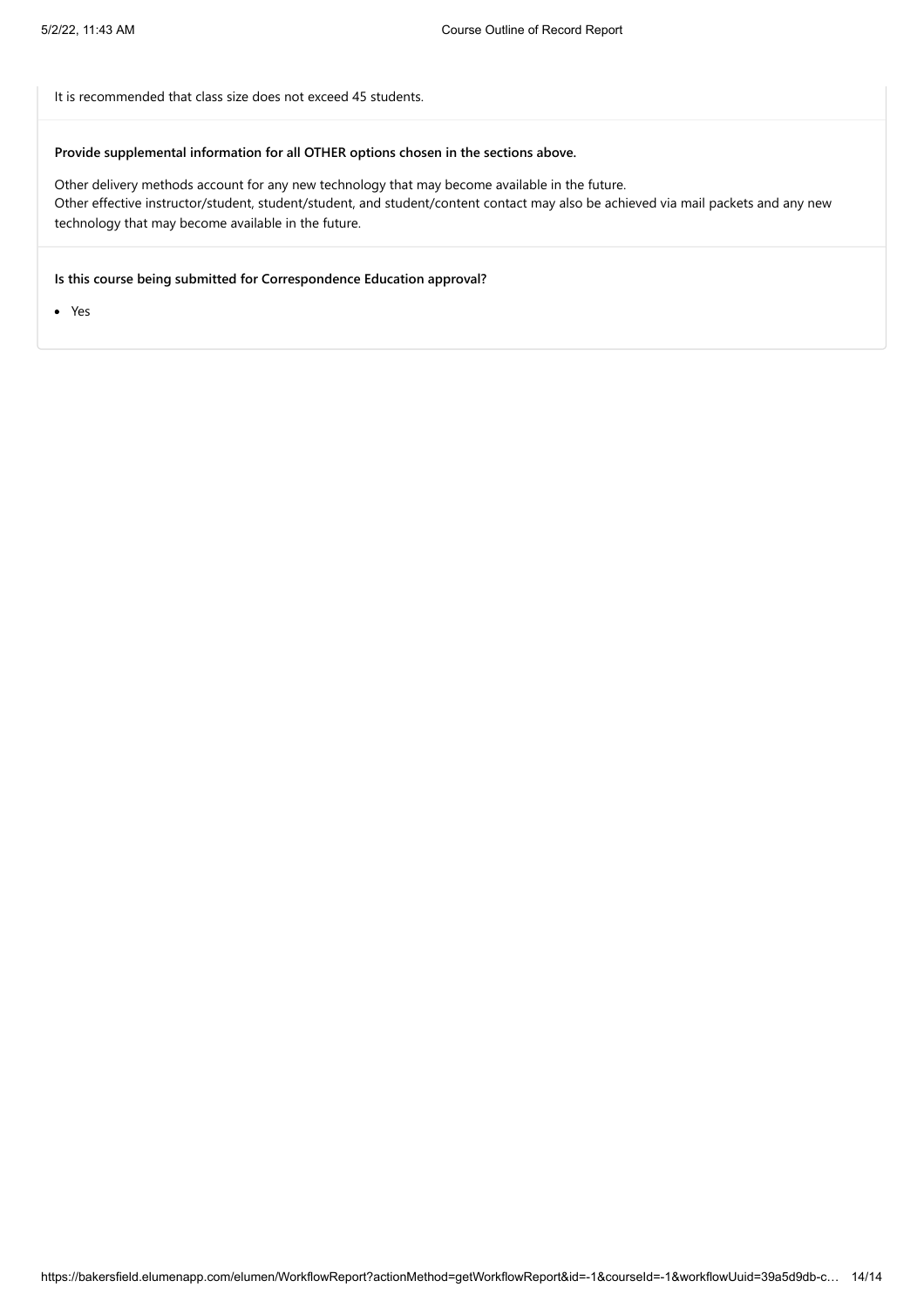It is recommended that class size does not exceed 45 students.

**Provide supplemental information for all OTHER options chosen in the sections above.**

Other delivery methods account for any new technology that may become available in the future.
Other effective instructor/student, student/student, and student/content contact may also be achieved via mail packets and any new technology that may become available in the future.

**Is this course being submitted for Correspondence Education approval?**

- Yes